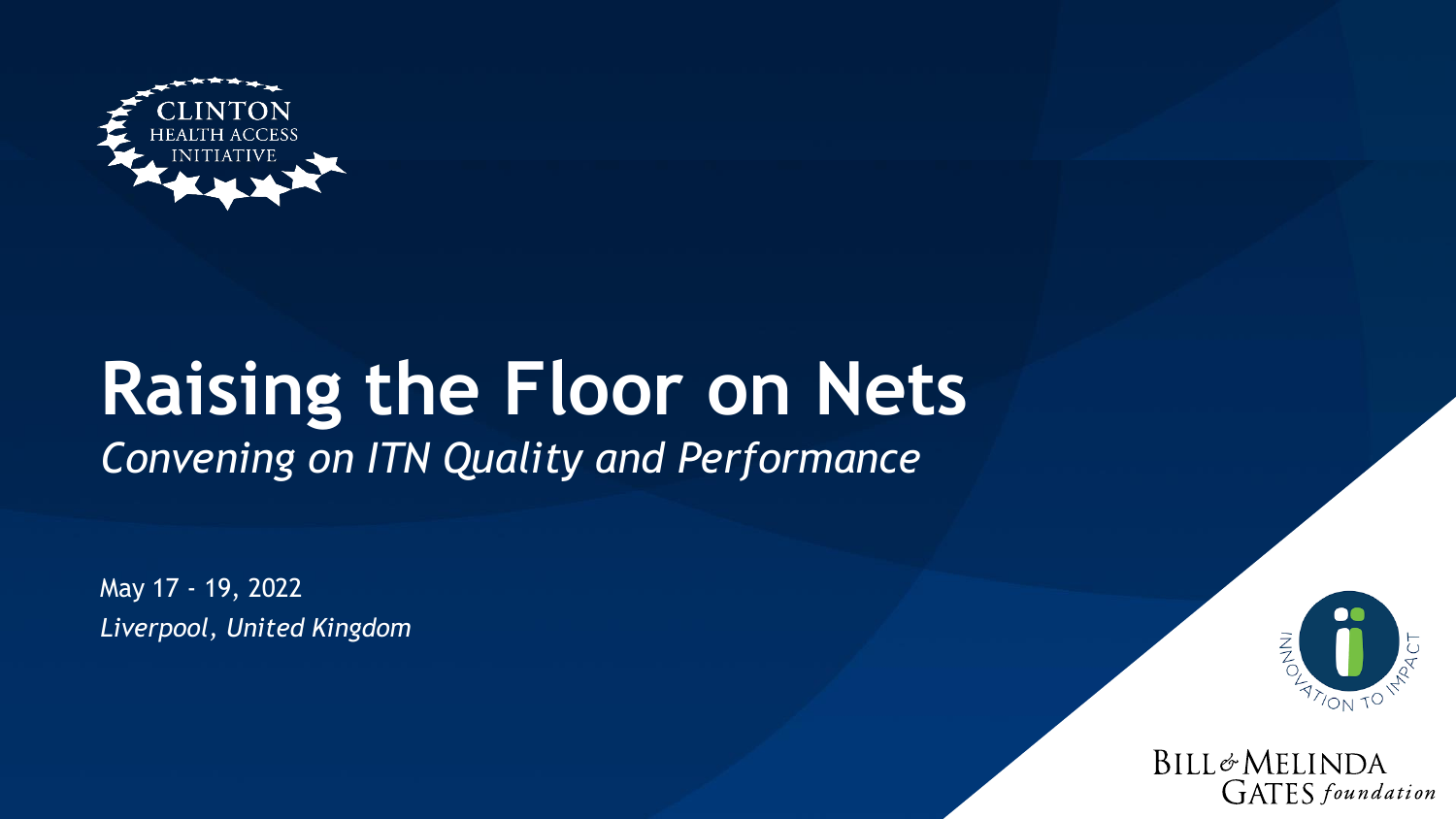CLINTON HEALTH ACCESS INITIATIVE

# Raising the Floor on Nets

*Convening on ITN Quality and Performance*

May 17 - 19, 2022

*Liverpool, United Kingdom*

INNOVATION TO IMPACT

BILL & MELINDA GATES *foundation*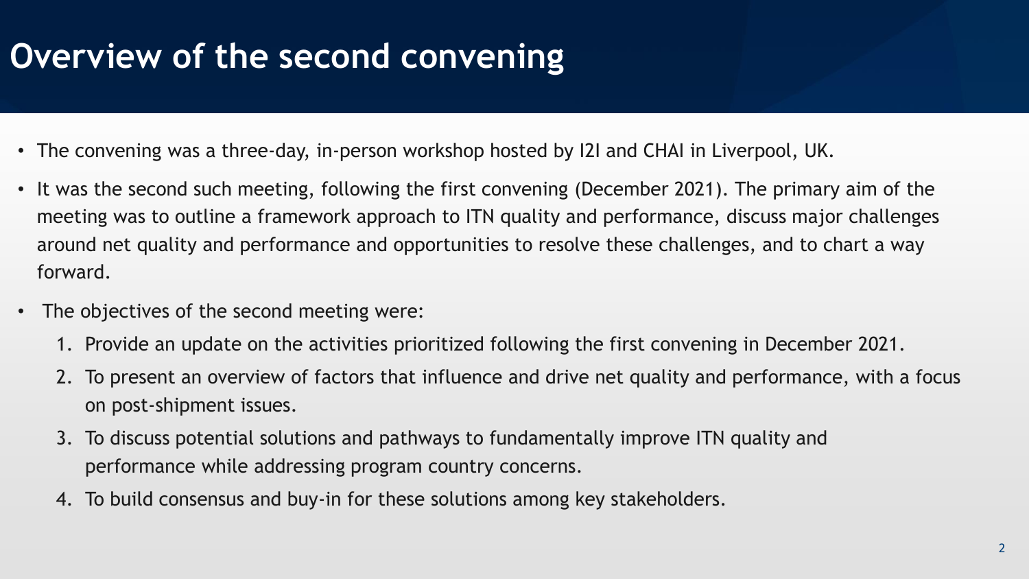# Overview of the second convening

- The convening was a three-day, in-person workshop hosted by I2I and CHAI in Liverpool, UK.
- It was the second such meeting, following the first convening (December 2021). The primary aim of the meeting was to outline a framework approach to ITN quality and performance, discuss major challenges around net quality and performance and opportunities to resolve these challenges, and to chart a way forward.
- The objectives of the second meeting were:
  1. Provide an update on the activities prioritized following the first convening in December 2021.
  2. To present an overview of factors that influence and drive net quality and performance, with a focus on post-shipment issues.
  3. To discuss potential solutions and pathways to fundamentally improve ITN quality and performance while addressing program country concerns.
  4. To build consensus and buy-in for these solutions among key stakeholders.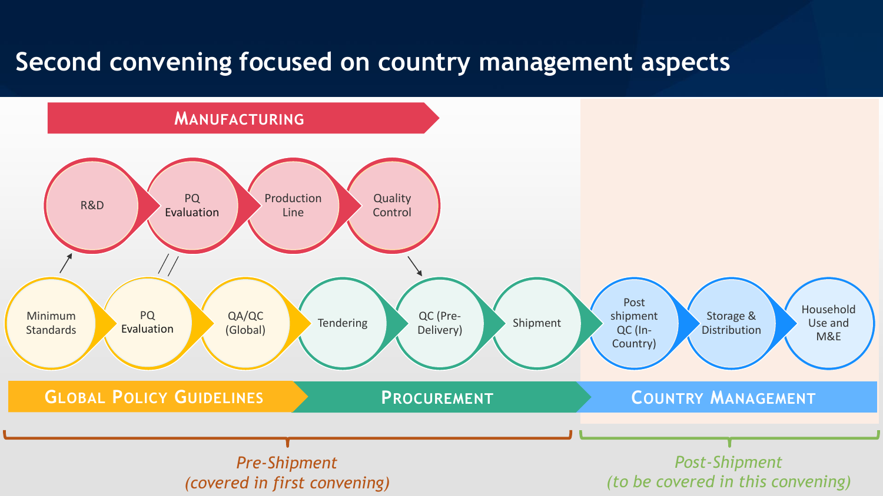# Second convening focused on country management aspects

**MANUFACTURING**

- R&D
- PQ Evaluation
- Production Line
- Quality Control

**GLOBAL POLICY GUIDELINES**

- Minimum Standards
- PQ Evaluation
- QA/QC (Global)

**PROCUREMENT**

- Tendering
- QC (Pre-Delivery)
- Shipment

**COUNTRY MANAGEMENT**

- Post shipment QC (In-Country)
- Storage & Distribution
- Household Use and M&E

*Pre-Shipment (covered in first convening)*

*Post-Shipment (to be covered in this convening)*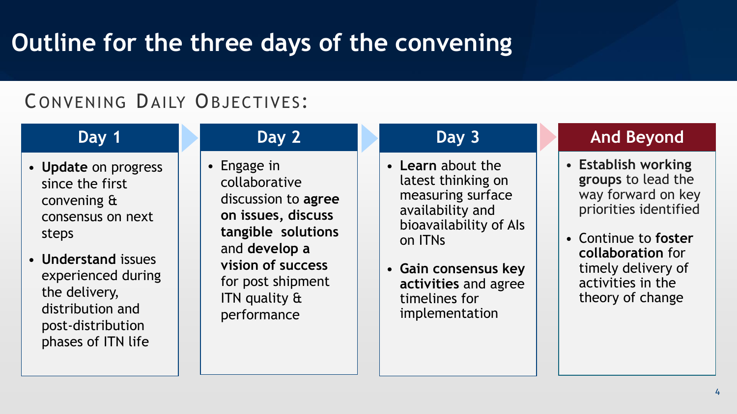# Outline for the three days of the convening

## CONVENING DAILY OBJECTIVES:

### Day 1

- **Update** on progress since the first convening & consensus on next steps
- **Understand** issues experienced during the delivery, distribution and post-distribution phases of ITN life

### Day 2

- Engage in collaborative discussion to **agree on issues, discuss tangible solutions** and **develop a vision of success** for post shipment ITN quality & performance

### Day 3

- **Learn** about the latest thinking on measuring surface availability and bioavailability of AIs on ITNs
- **Gain consensus key activities** and agree timelines for implementation

### And Beyond

- **Establish working groups** to lead the way forward on key priorities identified
- Continue to **foster collaboration** for timely delivery of activities in the theory of change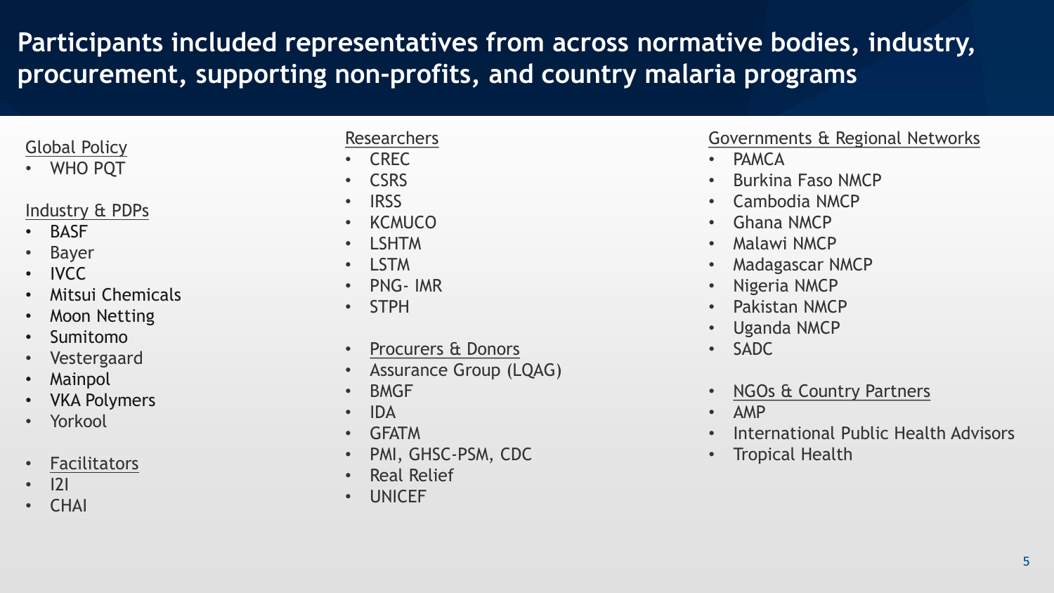# Participants included representatives from across normative bodies, industry, procurement, supporting non-profits, and country malaria programs

Global Policy

- WHO PQT

Industry & PDPs

- BASF
- Bayer
- IVCC
- Mitsui Chemicals
- Moon Netting
- Sumitomo
- Vestergaard
- Mainpol
- VKA Polymers
- Yorkool

Facilitators

- I2I
- CHAI

Researchers

- CREC
- CSRS
- IRSS
- KCMUCO
- LSHTM
- LSTM
- PNG- IMR
- STPH

Procurers & Donors

- Assurance Group (LQAG)
- BMGF
- IDA
- GFATM
- PMI, GHSC-PSM, CDC
- Real Relief
- UNICEF

Governments & Regional Networks

- PAMCA
- Burkina Faso NMCP
- Cambodia NMCP
- Ghana NMCP
- Malawi NMCP
- Madagascar NMCP
- Nigeria NMCP
- Pakistan NMCP
- Uganda NMCP
- SADC

NGOs & Country Partners

- AMP
- International Public Health Advisors
- Tropical Health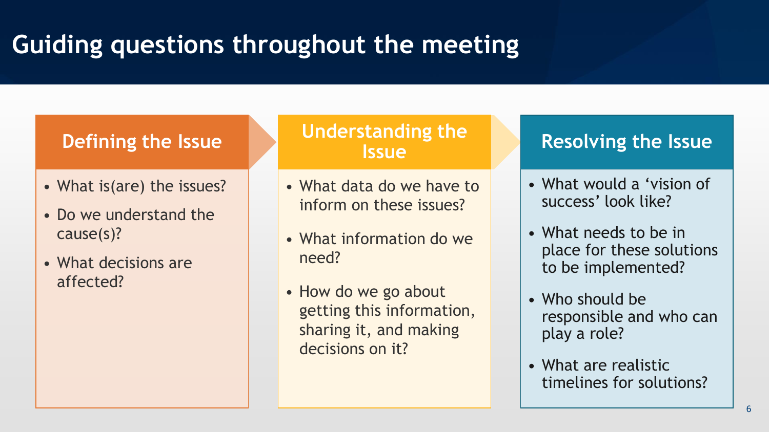# Guiding questions throughout the meeting

## Defining the Issue

- What is(are) the issues?
- Do we understand the cause(s)?
- What decisions are affected?

## Understanding the Issue

- What data do we have to inform on these issues?
- What information do we need?
- How do we go about getting this information, sharing it, and making decisions on it?

## Resolving the Issue

- What would a 'vision of success' look like?
- What needs to be in place for these solutions to be implemented?
- Who should be responsible and who can play a role?
- What are realistic timelines for solutions?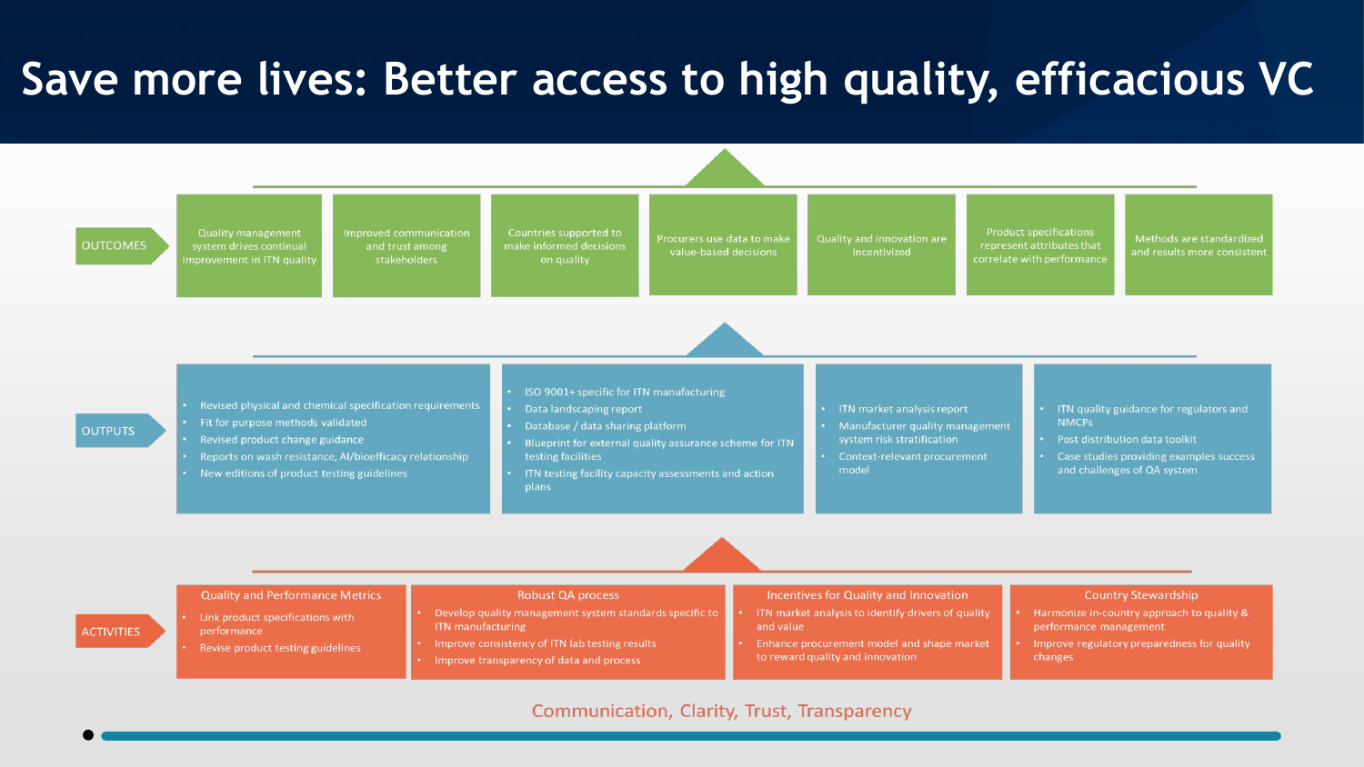# Save more lives: Better access to high quality, efficacious VC

## OUTCOMES

- Quality management system drives continual improvement in ITN quality
- Improved communication and trust among stakeholders
- Countries supported to make informed decisions on quality
- Procurers use data to make value-based decisions
- Quality and innovation are incentivized
- Product specifications represent attributes that correlate with performance
- Methods are standardized and results more consistent

## OUTPUTS

- Revised physical and chemical specification requirements
- Fit for purpose methods validated
- Revised product change guidance
- Reports on wash resistance, AI/bioefficacy relationship
- New editions of product testing guidelines

---

- ISO 9001+ specific for ITN manufacturing
- Data landscaping report
- Database / data sharing platform
- Blueprint for external quality assurance scheme for ITN testing facilities
- ITN testing facility capacity assessments and action plans

---

- ITN market analysis report
- Manufacturer quality management system risk stratification
- Context-relevant procurement model

---

- ITN quality guidance for regulators and NMCPs
- Post distribution data toolkit
- Case studies providing examples success and challenges of QA system

## ACTIVITIES

### Quality and Performance Metrics

- Link product specifications with performance
- Revise product testing guidelines

### Robust QA process

- Develop quality management system standards specific to ITN manufacturing
- Improve consistency of ITN lab testing results
- Improve transparency of data and process

### Incentives for Quality and Innovation

- ITN market analysis to identify drivers of quality and value
- Enhance procurement model and shape market to reward quality and innovation

### Country Stewardship

- Harmonize in-country approach to quality & performance management
- Improve regulatory preparedness for quality changes

Communication, Clarity, Trust, Transparency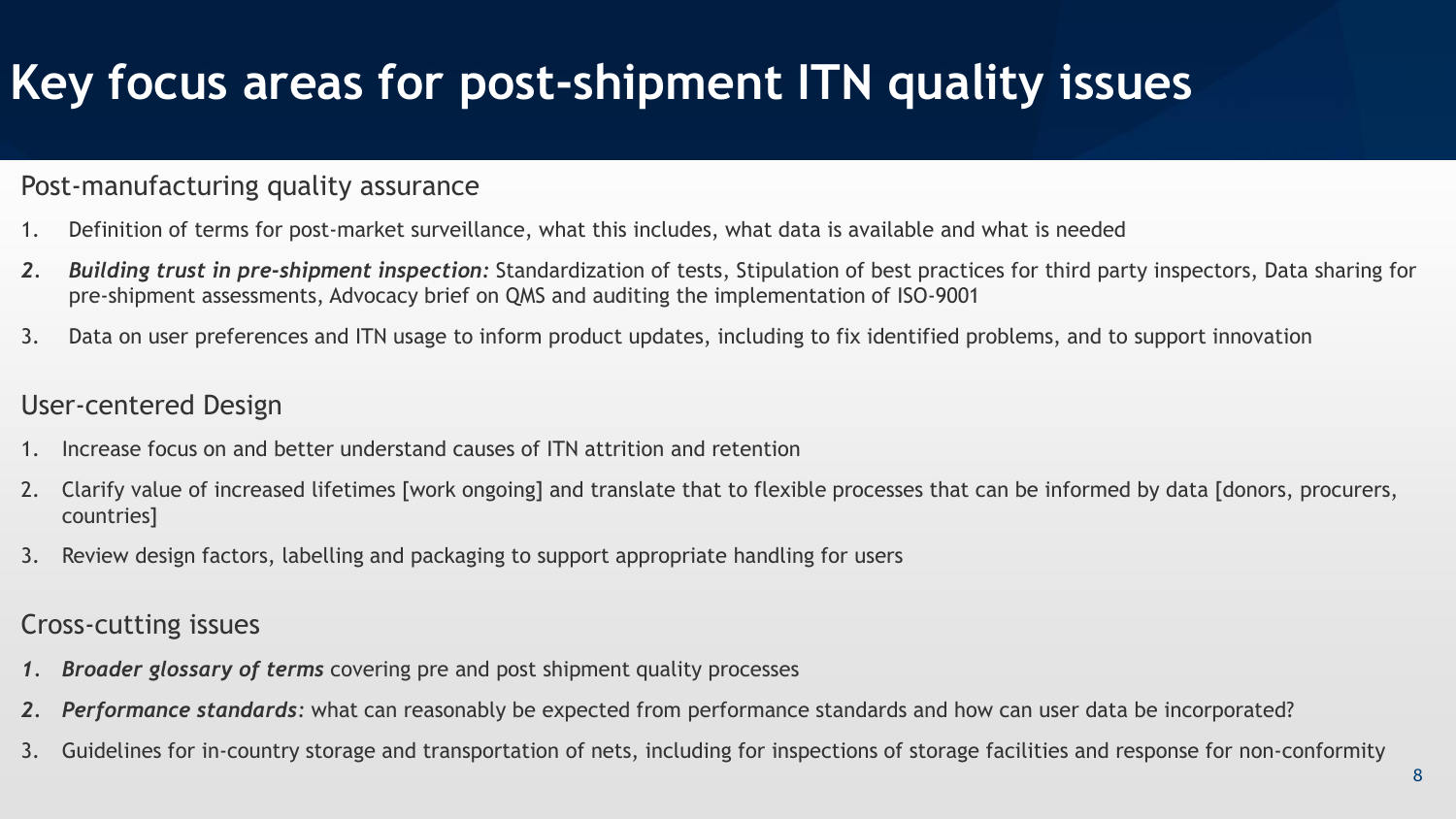# Key focus areas for post-shipment ITN quality issues

## Post-manufacturing quality assurance

1. Definition of terms for post-market surveillance, what this includes, what data is available and what is needed
2. ***Building trust in pre-shipment inspection:*** Standardization of tests, Stipulation of best practices for third party inspectors, Data sharing for pre-shipment assessments, Advocacy brief on QMS and auditing the implementation of ISO-9001
3. Data on user preferences and ITN usage to inform product updates, including to fix identified problems, and to support innovation

## User-centered Design

1. Increase focus on and better understand causes of ITN attrition and retention
2. Clarify value of increased lifetimes [work ongoing] and translate that to flexible processes that can be informed by data [donors, procurers, countries]
3. Review design factors, labelling and packaging to support appropriate handling for users

## Cross-cutting issues

1. ***Broader glossary of terms*** covering pre and post shipment quality processes
2. ***Performance standards:*** what can reasonably be expected from performance standards and how can user data be incorporated?
3. Guidelines for in-country storage and transportation of nets, including for inspections of storage facilities and response for non-conformity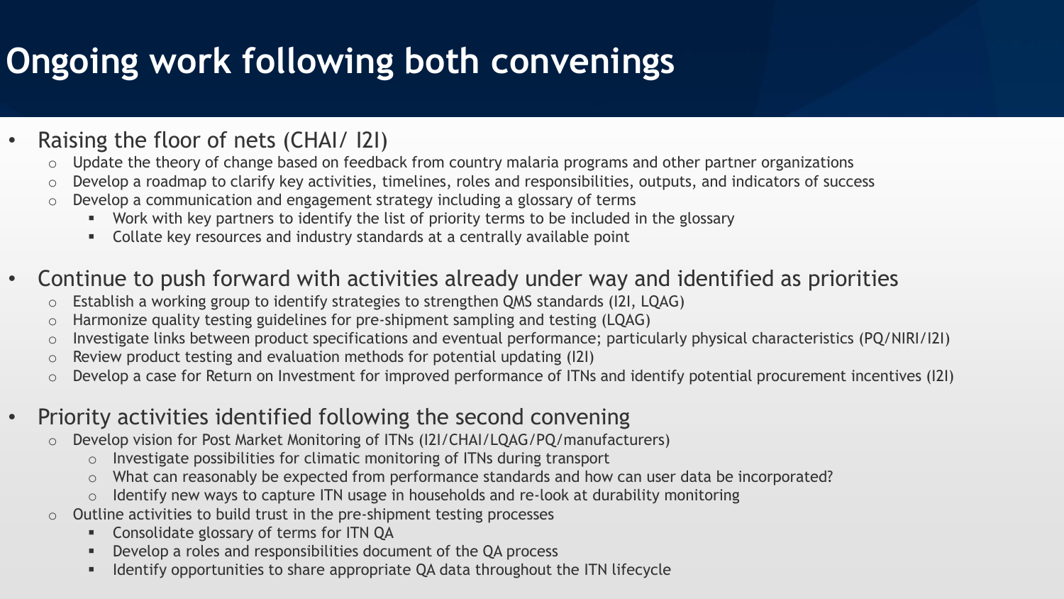# Ongoing work following both convenings

- Raising the floor of nets (CHAI/ I2I)
  - Update the theory of change based on feedback from country malaria programs and other partner organizations
  - Develop a roadmap to clarify key activities, timelines, roles and responsibilities, outputs, and indicators of success
  - Develop a communication and engagement strategy including a glossary of terms
    - Work with key partners to identify the list of priority terms to be included in the glossary
    - Collate key resources and industry standards at a centrally available point

- Continue to push forward with activities already under way and identified as priorities
  - Establish a working group to identify strategies to strengthen QMS standards (I2I, LQAG)
  - Harmonize quality testing guidelines for pre-shipment sampling and testing (LQAG)
  - Investigate links between product specifications and eventual performance; particularly physical characteristics (PQ/NIRI/I2I)
  - Review product testing and evaluation methods for potential updating (I2I)
  - Develop a case for Return on Investment for improved performance of ITNs and identify potential procurement incentives (I2I)

- Priority activities identified following the second convening
  - Develop vision for Post Market Monitoring of ITNs (I2I/CHAI/LQAG/PQ/manufacturers)
    - Investigate possibilities for climatic monitoring of ITNs during transport
    - What can reasonably be expected from performance standards and how can user data be incorporated?
    - Identify new ways to capture ITN usage in households and re-look at durability monitoring
  - Outline activities to build trust in the pre-shipment testing processes
    - Consolidate glossary of terms for ITN QA
    - Develop a roles and responsibilities document of the QA process
    - Identify opportunities to share appropriate QA data throughout the ITN lifecycle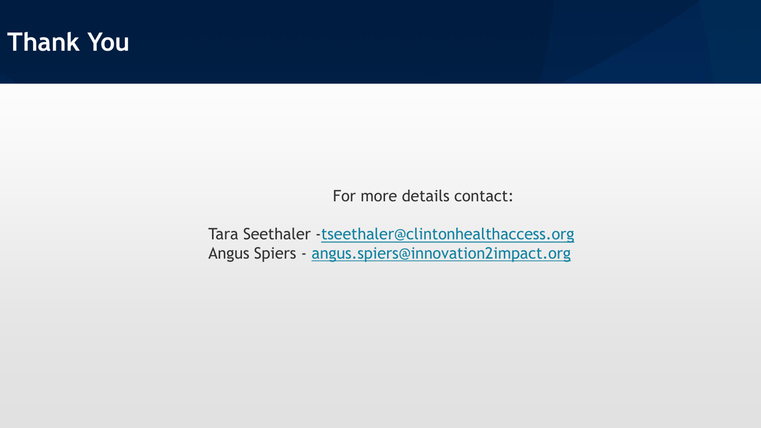# Thank You

For more details contact:

Tara Seethaler -tseethaler@clintonhealthaccess.org
Angus Spiers - angus.spiers@innovation2impact.org